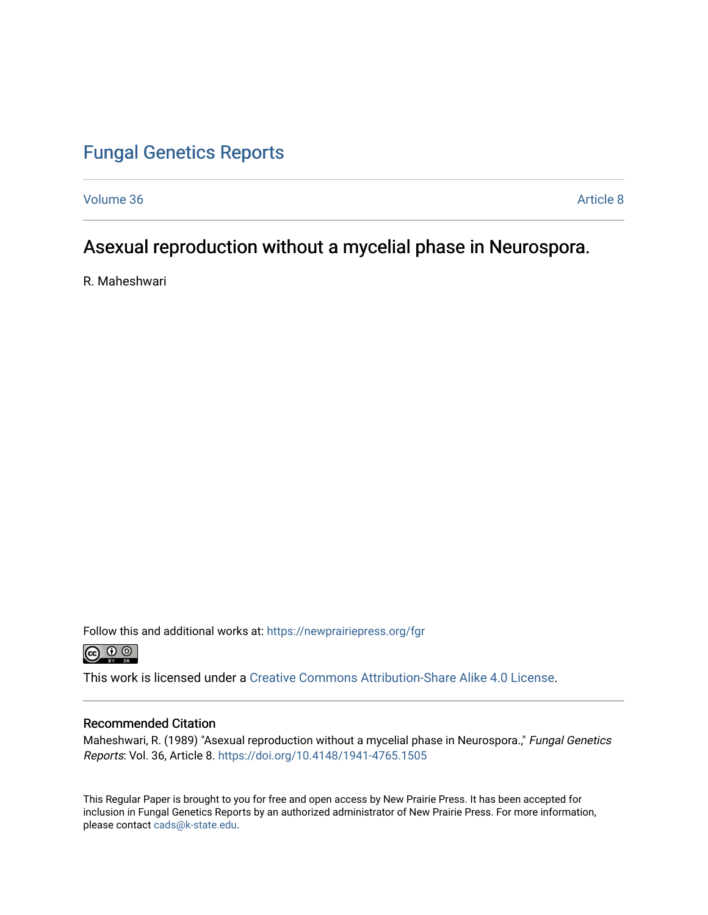# Fungal Genetics Reports

Volume 36 | Article 8

## Asexual reproduction without a mycelial phase in Neurospora.

R. Maheshwari

Follow this and additional works at: https://newprairiepress.org/fgr

This work is licensed under a Creative Commons Attribution-Share Alike 4.0 License.

### Recommended Citation

Maheshwari, R. (1989) "Asexual reproduction without a mycelial phase in Neurospora.," *Fungal Genetics Reports*: Vol. 36, Article 8. https://doi.org/10.4148/1941-4765.1505

This Regular Paper is brought to you for free and open access by New Prairie Press. It has been accepted for inclusion in Fungal Genetics Reports by an authorized administrator of New Prairie Press. For more information, please contact cads@k-state.edu.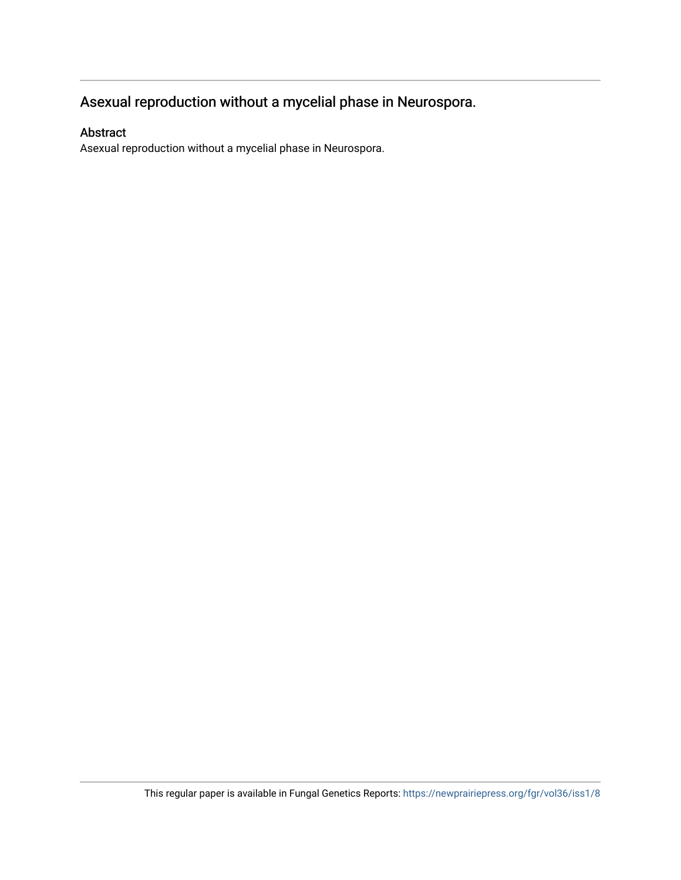## Asexual reproduction without a mycelial phase in Neurospora.

### Abstract

Asexual reproduction without a mycelial phase in Neurospora.

This regular paper is available in Fungal Genetics Reports: https://newprairiepress.org/fgr/vol36/iss1/8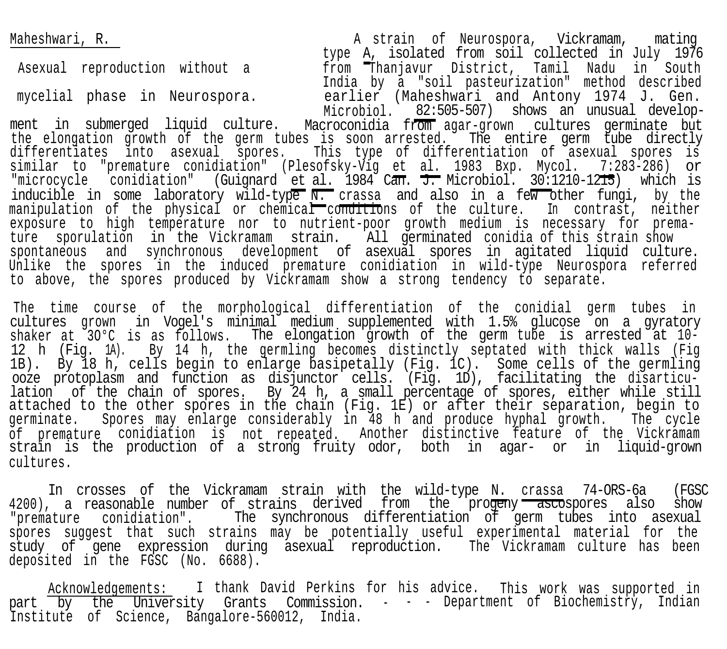Maheshwari, R.

Asexual reproduction without a mycelial phase in Neurospora.

A strain of Neurospora, Vickramam, mating type A, isolated from soil collected in July 1976 from Thanjavur District, Tamil Nadu in South India by a "soil pasteurization" method described earlier (Maheshwari and Antony 1974 J. Gen. Microbiol. 82:505-507) shows an unusual development in submerged liquid culture. Macroconidia from agar-grown cultures germinate but the elongation growth of the germ tubes is soon arrested. The entire germ tube directly differentiates into asexual spores. This type of differentiation of asexual spores is similar to "premature conidiation" (Plesofsky-Vig et al. 1983 Exp. Mycol. 7:283-286) or "microcycle conidiation" (Guignard et al. 1984 Can. J. Microbiol. 30:1210-1215) which is inducible in some laboratory wild-type *N. crassa* and also in a few other fungi, by the manipulation of the physical or chemical conditions of the culture. In contrast, neither exposure to high temperature nor to nutrient-poor growth medium is necessary for premature sporulation in the Vickramam strain. All germinated conidia of this strain show spontaneous and synchronous development of asexual spores in agitated liquid culture. Unlike the spores in the induced premature conidiation in wild-type Neurospora referred to above, the spores produced by Vickramam show a strong tendency to separate.

The time course of the morphological differentiation of the conidial germ tubes in cultures grown in Vogel's minimal medium supplemented with 1.5% glucose on a gyratory shaker at 30°C is as follows. The elongation growth of the germ tube is arrested at 10-12 h (Fig. 1A). By 14 h, the germling becomes distinctly septated with thick walls (Fig 1B). By 18 h, cells begin to enlarge basipetally (Fig. 1C). Some cells of the germling ooze protoplasm and function as disjunctor cells. (Fig. 1D), facilitating the disarticulation of the chain of spores. By 24 h, a small percentage of spores, either while still attached to the other spores in the chain (Fig. 1E) or after their separation, begin to germinate. Spores may enlarge considerably in 48 h and produce hyphal growth. The cycle of premature conidiation is not repeated. Another distinctive feature of the Vickramam strain is the production of a strong fruity odor, both in agar- or in liquid-grown cultures.

In crosses of the Vickramam strain with the wild-type *N. crassa* 74-ORS-6a (FGSC 4200), a reasonable number of strains derived from the progeny ascospores also show "premature conidiation". The synchronous differentiation of germ tubes into asexual spores suggest that such strains may be potentially useful experimental material for the study of gene expression during asexual reproduction. The Vickramam culture has been deposited in the FGSC (No. 6688).

Acknowledgements: I thank David Perkins for his advice. This work was supported in part by the University Grants Commission. - - - Department of Biochemistry, Indian Institute of Science, Bangalore-560012, India.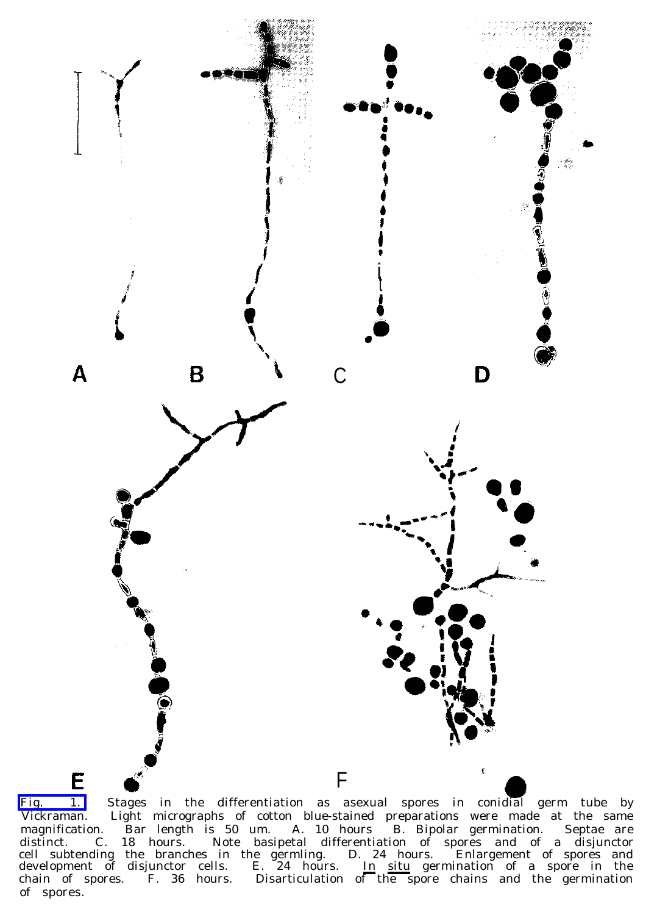A

B

C

D

E

F

Fig. 1. Stages in the differentiation as asexual spores in conidial germ tube by Vickraman. Light micrographs of cotton blue-stained preparations were made at the same magnification. Bar length is 50 um. A. 10 hours B. Bipolar germination. Septae are distinct. C. 18 hours. Note basipetal differentiation of spores and of a disjunctor cell subtending the branches in the germling. D. 24 hours. Enlargement of spores and development of disjunctor cells. E. 24 hours. *In situ* germination of a spore in the chain of spores. F. 36 hours. Disarticulation of the spore chains and the germination of spores.